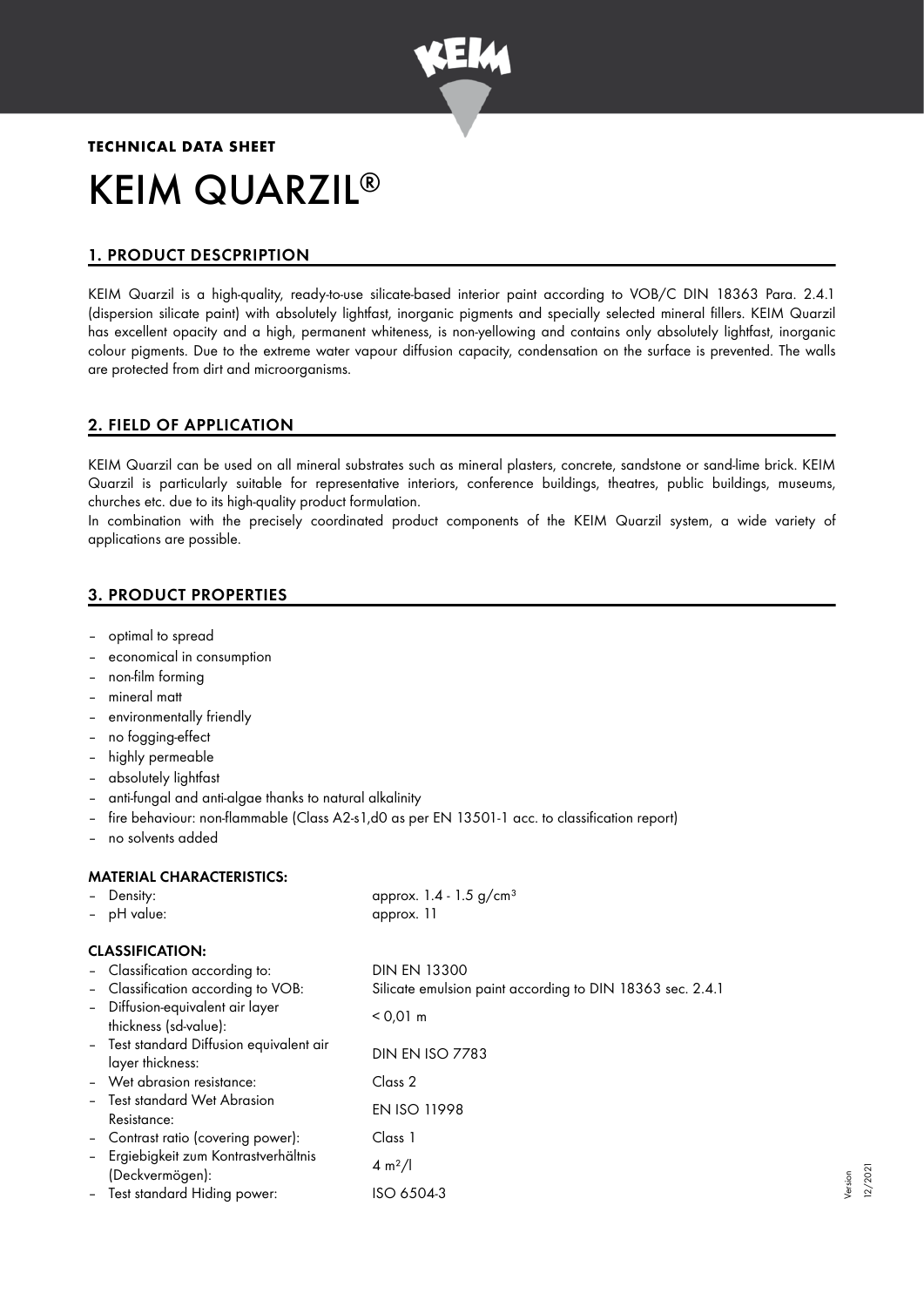**TECHNICAL DATA SHEET**

# KEIM QUARZIL®

## 1. PRODUCT DESCPRIPTION

KEIM Quarzil is a high-quality, ready-to-use silicate-based interior paint according to VOB/C DIN 18363 Para. 2.4.1 (dispersion silicate paint) with absolutely lightfast, inorganic pigments and specially selected mineral fillers. KEIM Quarzil has excellent opacity and a high, permanent whiteness, is non-yellowing and contains only absolutely lightfast, inorganic colour pigments. Due to the extreme water vapour diffusion capacity, condensation on the surface is prevented. The walls are protected from dirt and microorganisms.

## 2. FIELD OF APPLICATION

KEIM Quarzil can be used on all mineral substrates such as mineral plasters, concrete, sandstone or sand-lime brick. KEIM Quarzil is particularly suitable for representative interiors, conference buildings, theatres, public buildings, museums, churches etc. due to its high-quality product formulation.

In combination with the precisely coordinated product components of the KEIM Quarzil system, a wide variety of applications are possible.

## 3. PRODUCT PROPERTIES

- optimal to spread
- economical in consumption
- non-film forming
- mineral matt
- environmentally friendly
- no fogging-effect
- highly permeable
- absolutely lightfast
- anti-fungal and anti-algae thanks to natural alkalinity
- fire behaviour: non-flammable (Class A2-s1,d0 as per EN 13501-1 acc. to classification report)
- no solvents added

### MATERIAL CHARACTERISTICS:

| | |
|---|---|
| – Density: | approx. 1.4 - 1.5 g/cm³ |
| – pH value: | approx. 11 |

### CLASSIFICATION:

| | |
|---|---|
| – Classification according to: | DIN EN 13300 |
| – Classification according to VOB: | Silicate emulsion paint according to DIN 18363 sec. 2.4.1 |
| – Diffusion-equivalent air layer thickness (sd-value): | < 0,01 m |
| – Test standard Diffusion equivalent air layer thickness: | DIN EN ISO 7783 |
| – Wet abrasion resistance: | Class 2 |
| – Test standard Wet Abrasion Resistance: | EN ISO 11998 |
| – Contrast ratio (covering power): | Class 1 |
| – Ergiebigkeit zum Kontrastverhältnis (Deckvermögen): | 4 m²/l |
| – Test standard Hiding power: | ISO 6504-3 |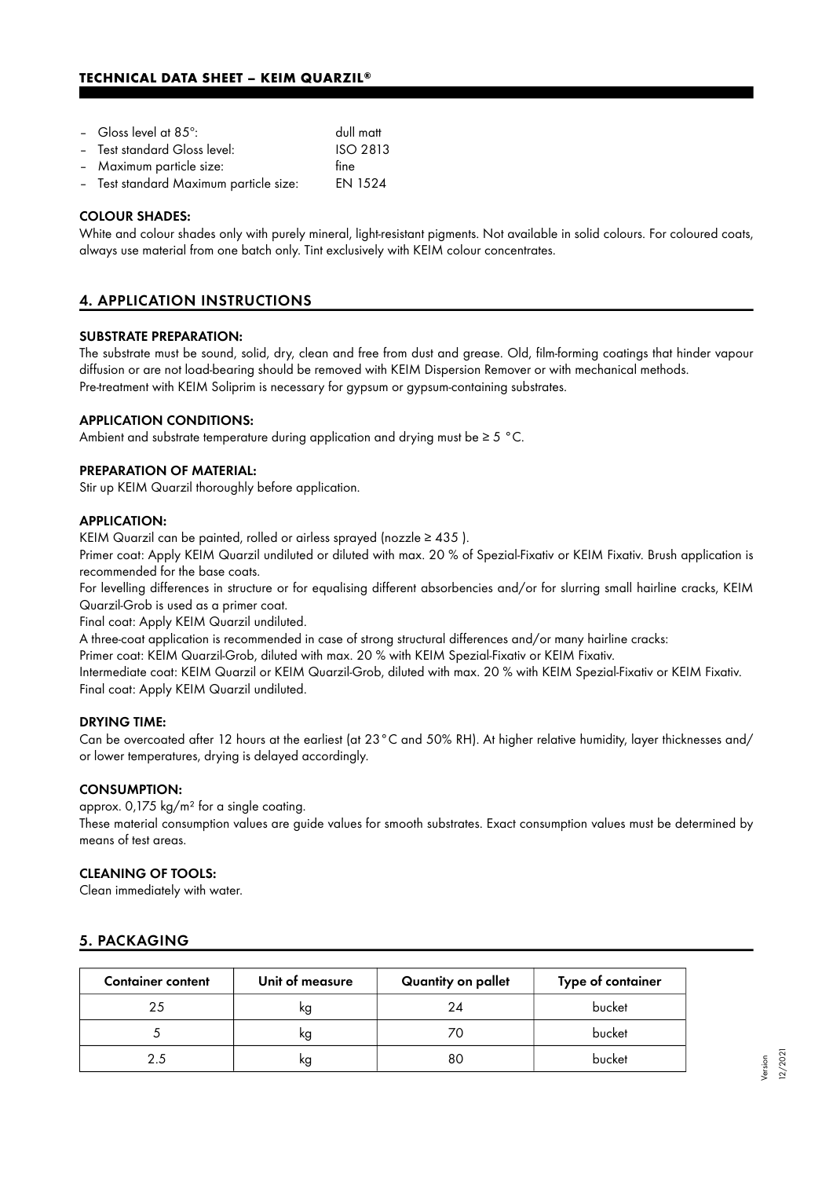- Gloss level at 85°: dull matt
- Test standard Gloss level: ISO 2813
- Maximum particle size: fine
- Test standard Maximum particle size: EN 1524

**COLOUR SHADES:**

White and colour shades only with purely mineral, light-resistant pigments. Not available in solid colours. For coloured coats, always use material from one batch only. Tint exclusively with KEIM colour concentrates.

## 4. APPLICATION INSTRUCTIONS

**SUBSTRATE PREPARATION:**

The substrate must be sound, solid, dry, clean and free from dust and grease. Old, film-forming coatings that hinder vapour diffusion or are not load-bearing should be removed with KEIM Dispersion Remover or with mechanical methods.
Pre-treatment with KEIM Soliprim is necessary for gypsum or gypsum-containing substrates.

**APPLICATION CONDITIONS:**

Ambient and substrate temperature during application and drying must be ≥ 5 °C.

**PREPARATION OF MATERIAL:**

Stir up KEIM Quarzil thoroughly before application.

**APPLICATION:**

KEIM Quarzil can be painted, rolled or airless sprayed (nozzle ≥ 435 ).
Primer coat: Apply KEIM Quarzil undiluted or diluted with max. 20 % of Spezial-Fixativ or KEIM Fixativ. Brush application is recommended for the base coats.
For levelling differences in structure or for equalising different absorbencies and/or for slurring small hairline cracks, KEIM Quarzil-Grob is used as a primer coat.
Final coat: Apply KEIM Quarzil undiluted.
A three-coat application is recommended in case of strong structural differences and/or many hairline cracks:
Primer coat: KEIM Quarzil-Grob, diluted with max. 20 % with KEIM Spezial-Fixativ or KEIM Fixativ.
Intermediate coat: KEIM Quarzil or KEIM Quarzil-Grob, diluted with max. 20 % with KEIM Spezial-Fixativ or KEIM Fixativ.
Final coat: Apply KEIM Quarzil undiluted.

**DRYING TIME:**

Can be overcoated after 12 hours at the earliest (at 23°C and 50% RH). At higher relative humidity, layer thicknesses and/or lower temperatures, drying is delayed accordingly.

**CONSUMPTION:**

approx. 0,175 kg/m² for a single coating.
These material consumption values are guide values for smooth substrates. Exact consumption values must be determined by means of test areas.

**CLEANING OF TOOLS:**

Clean immediately with water.

## 5. PACKAGING

| Container content | Unit of measure | Quantity on pallet | Type of container |
|---|---|---|---|
| 25 | kg | 24 | bucket |
| 5 | kg | 70 | bucket |
| 2.5 | kg | 80 | bucket |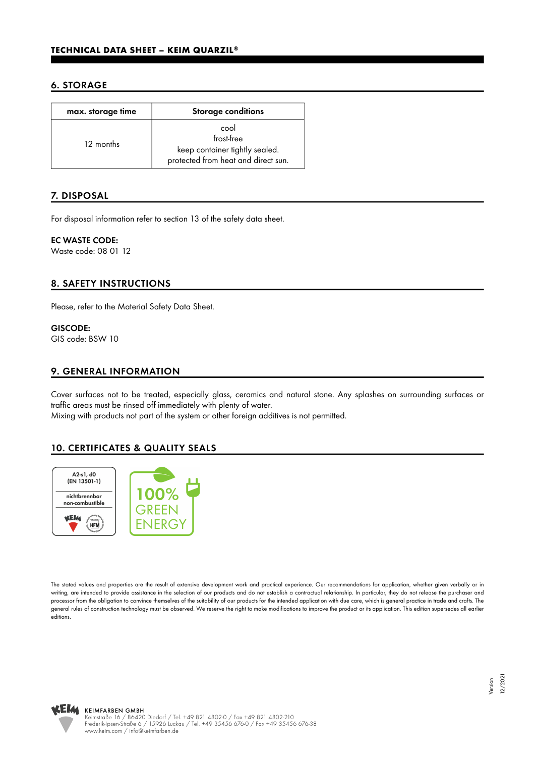## 6. STORAGE

| max. storage time | Storage conditions |
|---|---|
| 12 months | cool<br>frost-free<br>keep container tightly sealed.<br>protected from heat and direct sun. |

## 7. DISPOSAL

For disposal information refer to section 13 of the safety data sheet.

**EC WASTE CODE:**
Waste code: 08 01 12

## 8. SAFETY INSTRUCTIONS

Please, refer to the Material Safety Data Sheet.

**GISCODE:**
GIS code: BSW 10

## 9. GENERAL INFORMATION

Cover surfaces not to be treated, especially glass, ceramics and natural stone. Any splashes on surrounding surfaces or traffic areas must be rinsed off immediately with plenty of water.
Mixing with products not part of the system or other foreign additives is not permitted.

## 10. CERTIFICATES & QUALITY SEALS

A2-s1, d0
(EN 13501-1)
nichtbrennbar
non-combustible

100% GREEN ENERGY

The stated values and properties are the result of extensive development work and practical experience. Our recommendations for application, whether given verbally or in writing, are intended to provide assistance in the selection of our products and do not establish a contractual relationship. In particular, they do not release the purchaser and processor from the obligation to convince themselves of the suitability of our products for the intended application with due care, which is general practice in trade and crafts. The general rules of construction technology must be observed. We reserve the right to make modifications to improve the product or its application. This edition supersedes all earlier editions.

Version 12/2021

**KEIMFARBEN GMBH**
Keimstraße 16 / 86420 Diedorf / Tel. +49 821 4802-0 / Fax +49 821 4802-210
Frederik-Ipsen-Straße 6 / 15926 Luckau / Tel. +49 35456 676-0 / Fax +49 35456 676-38
www.keim.com / info@keimfarben.de